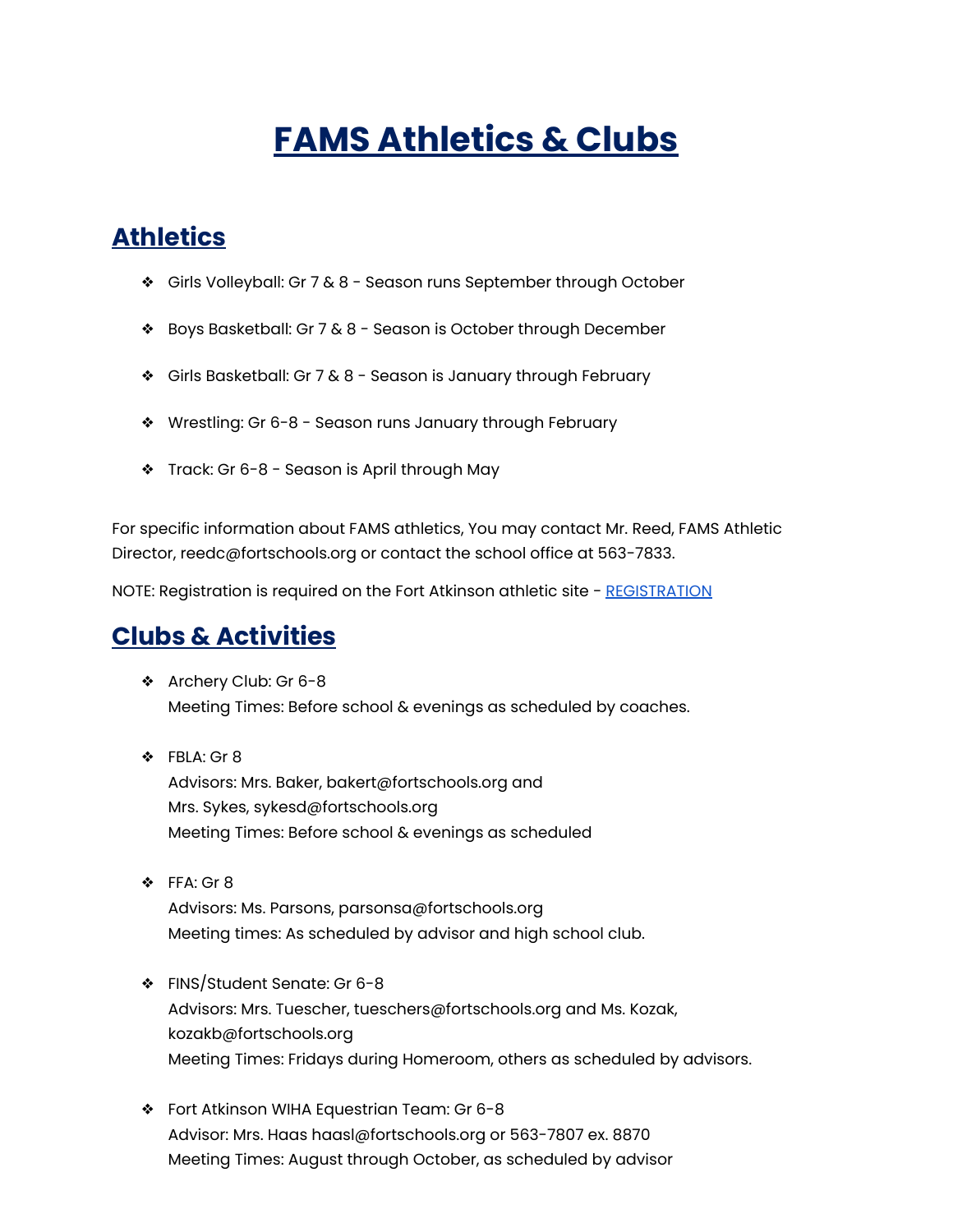# FAMS Athletics & Clubs

## Athletics

- Girls Volleyball: Gr 7 & 8 - Season runs September through October
- Boys Basketball: Gr 7 & 8 - Season is October through December
- Girls Basketball: Gr 7 & 8 - Season is January through February
- Wrestling: Gr 6-8 - Season runs January through February
- Track: Gr 6-8 - Season is April through May

For specific information about FAMS athletics, You may contact Mr. Reed, FAMS Athletic Director, reedc@fortschools.org or contact the school office at 563-7833.

NOTE: Registration is required on the Fort Atkinson athletic site - REGISTRATION

## Clubs & Activities

- Archery Club: Gr 6-8
  Meeting Times: Before school & evenings as scheduled by coaches.

- FBLA: Gr 8
  Advisors: Mrs. Baker, bakert@fortschools.org and
  Mrs. Sykes, sykesd@fortschools.org
  Meeting Times: Before school & evenings as scheduled

- FFA: Gr 8
  Advisors: Ms. Parsons, parsonsa@fortschools.org
  Meeting times: As scheduled by advisor and high school club.

- FINS/Student Senate: Gr 6-8
  Advisors: Mrs. Tuescher, tueschers@fortschools.org and Ms. Kozak, kozakb@fortschools.org
  Meeting Times: Fridays during Homeroom, others as scheduled by advisors.

- Fort Atkinson WIHA Equestrian Team: Gr 6-8
  Advisor: Mrs. Haas haasl@fortschools.org or 563-7807 ex. 8870
  Meeting Times: August through October, as scheduled by advisor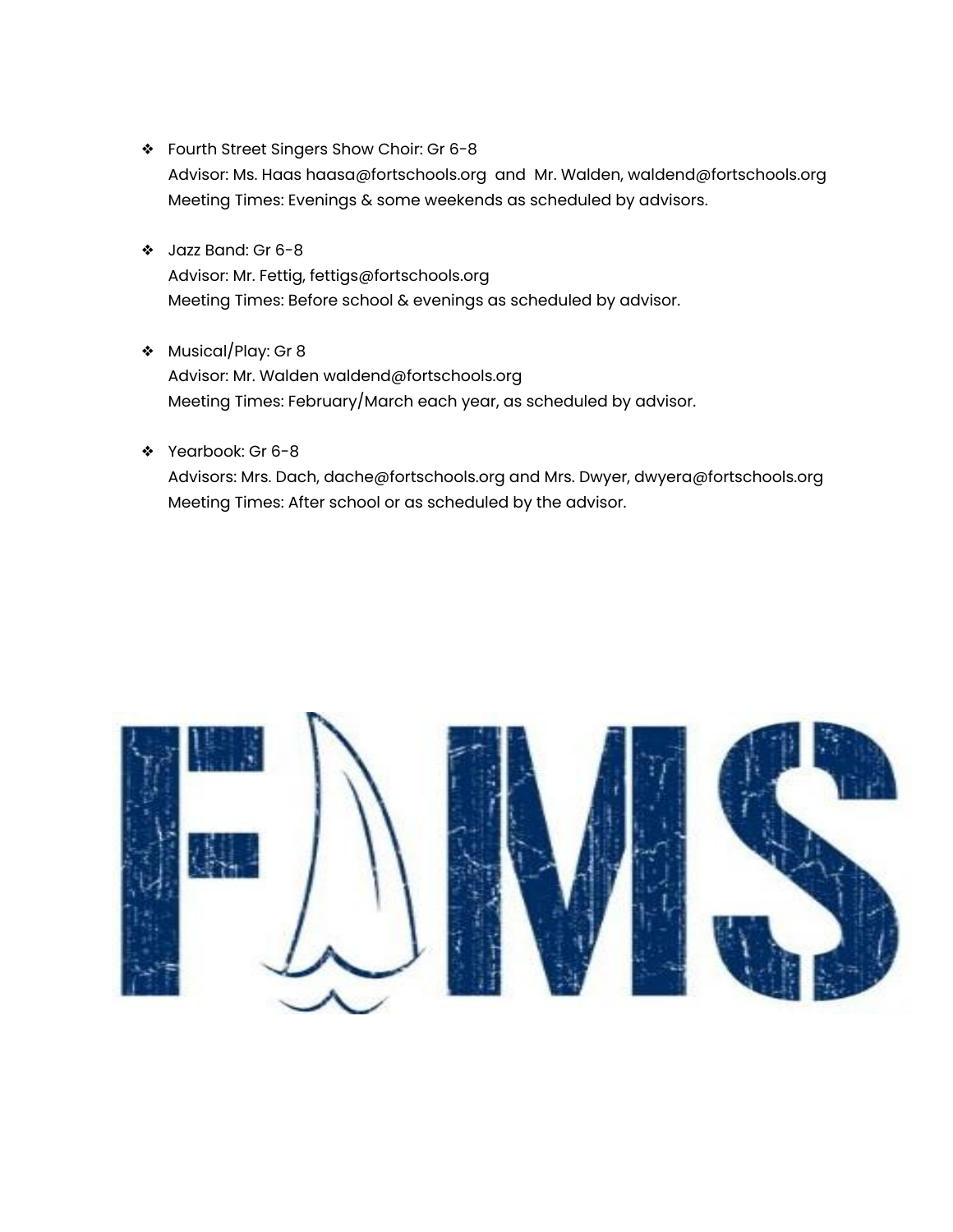- Fourth Street Singers Show Choir: Gr 6-8
  Advisor: Ms. Haas haasa@fortschools.org and Mr. Walden, waldend@fortschools.org
  Meeting Times: Evenings & some weekends as scheduled by advisors.

- Jazz Band: Gr 6-8
  Advisor: Mr. Fettig, fettigs@fortschools.org
  Meeting Times: Before school & evenings as scheduled by advisor.

- Musical/Play: Gr 8
  Advisor: Mr. Walden waldend@fortschools.org
  Meeting Times: February/March each year, as scheduled by advisor.

- Yearbook: Gr 6-8
  Advisors: Mrs. Dach, dache@fortschools.org and Mrs. Dwyer, dwyera@fortschools.org
  Meeting Times: After school or as scheduled by the advisor.